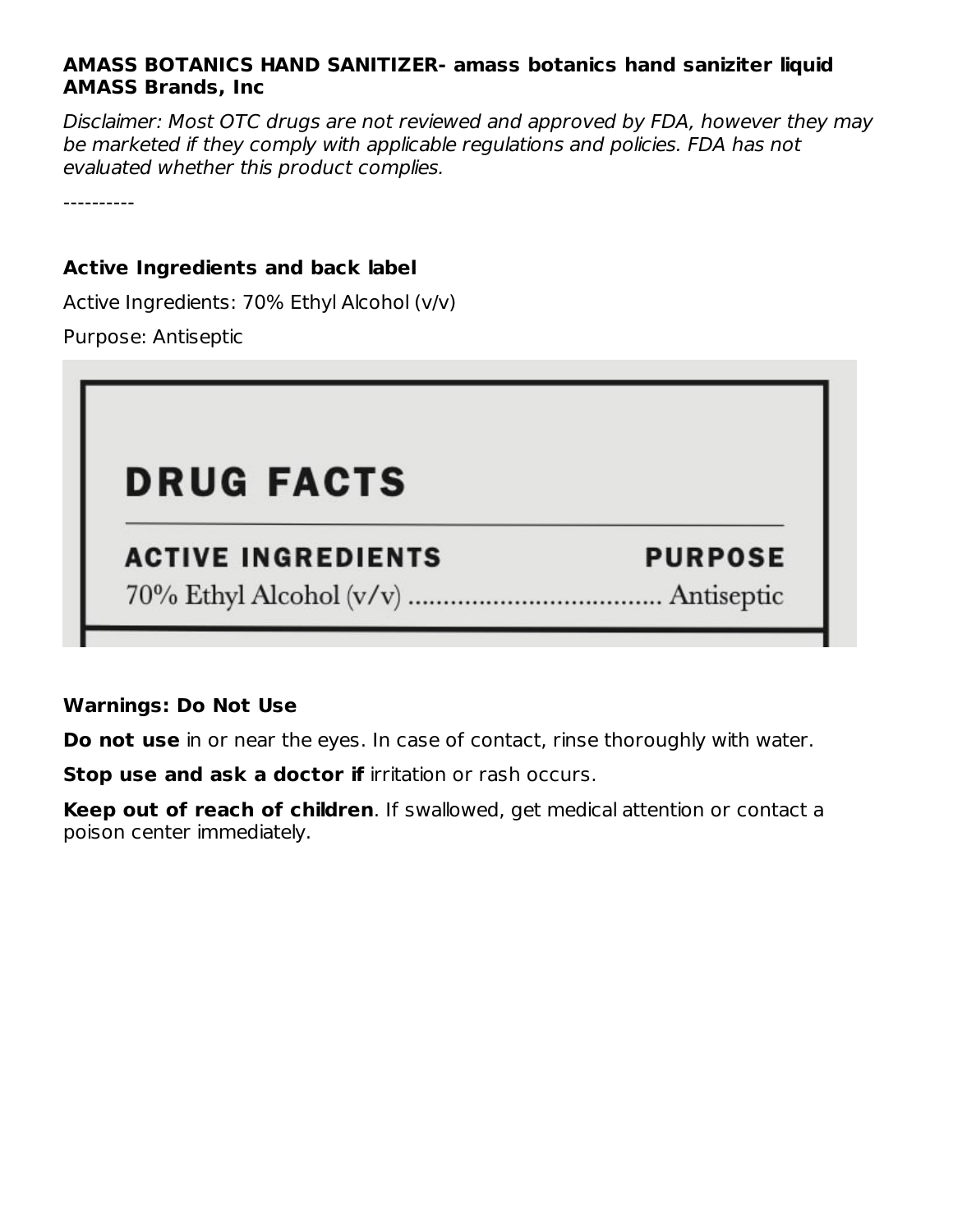**AMASS BOTANICS HAND SANITIZER- amass botanics hand saniziter liquid**
**AMASS Brands, Inc**

*Disclaimer: Most OTC drugs are not reviewed and approved by FDA, however they may be marketed if they comply with applicable regulations and policies. FDA has not evaluated whether this product complies.*

----------

### Active Ingredients and back label

Active Ingredients: 70% Ethyl Alcohol (v/v)

Purpose: Antiseptic

## DRUG FACTS

| ACTIVE INGREDIENTS | PURPOSE |
| --- | --- |
| 70% Ethyl Alcohol (v/v) | Antiseptic |

### Warnings: Do Not Use

**Do not use** in or near the eyes. In case of contact, rinse thoroughly with water.

**Stop use and ask a doctor if** irritation or rash occurs.

**Keep out of reach of children**. If swallowed, get medical attention or contact a poison center immediately.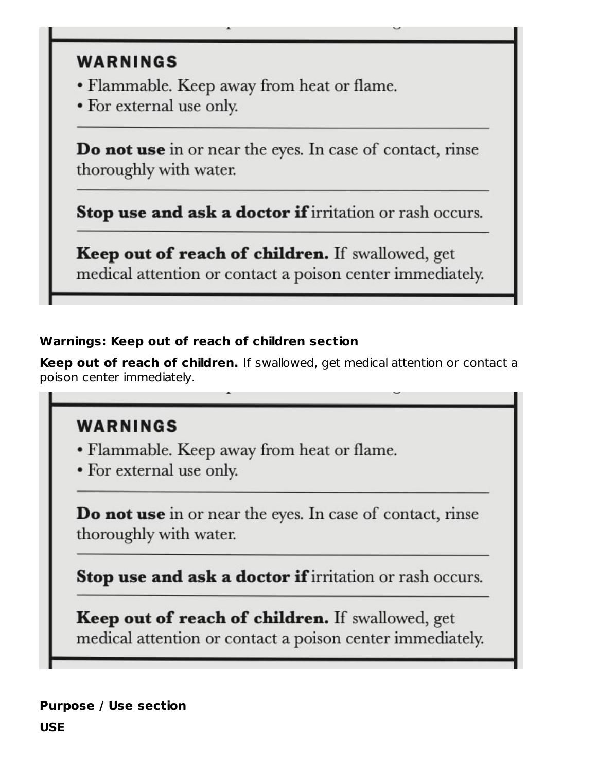## WARNINGS

- Flammable. Keep away from heat or flame.
- For external use only.

**Do not use** in or near the eyes. In case of contact, rinse thoroughly with water.

**Stop use and ask a doctor if** irritation or rash occurs.

**Keep out of reach of children.** If swallowed, get medical attention or contact a poison center immediately.

**Warnings: Keep out of reach of children section**

**Keep out of reach of children.** If swallowed, get medical attention or contact a poison center immediately.

## WARNINGS

- Flammable. Keep away from heat or flame.
- For external use only.

**Do not use** in or near the eyes. In case of contact, rinse thoroughly with water.

**Stop use and ask a doctor if** irritation or rash occurs.

**Keep out of reach of children.** If swallowed, get medical attention or contact a poison center immediately.

**Purpose / Use section**

**USE**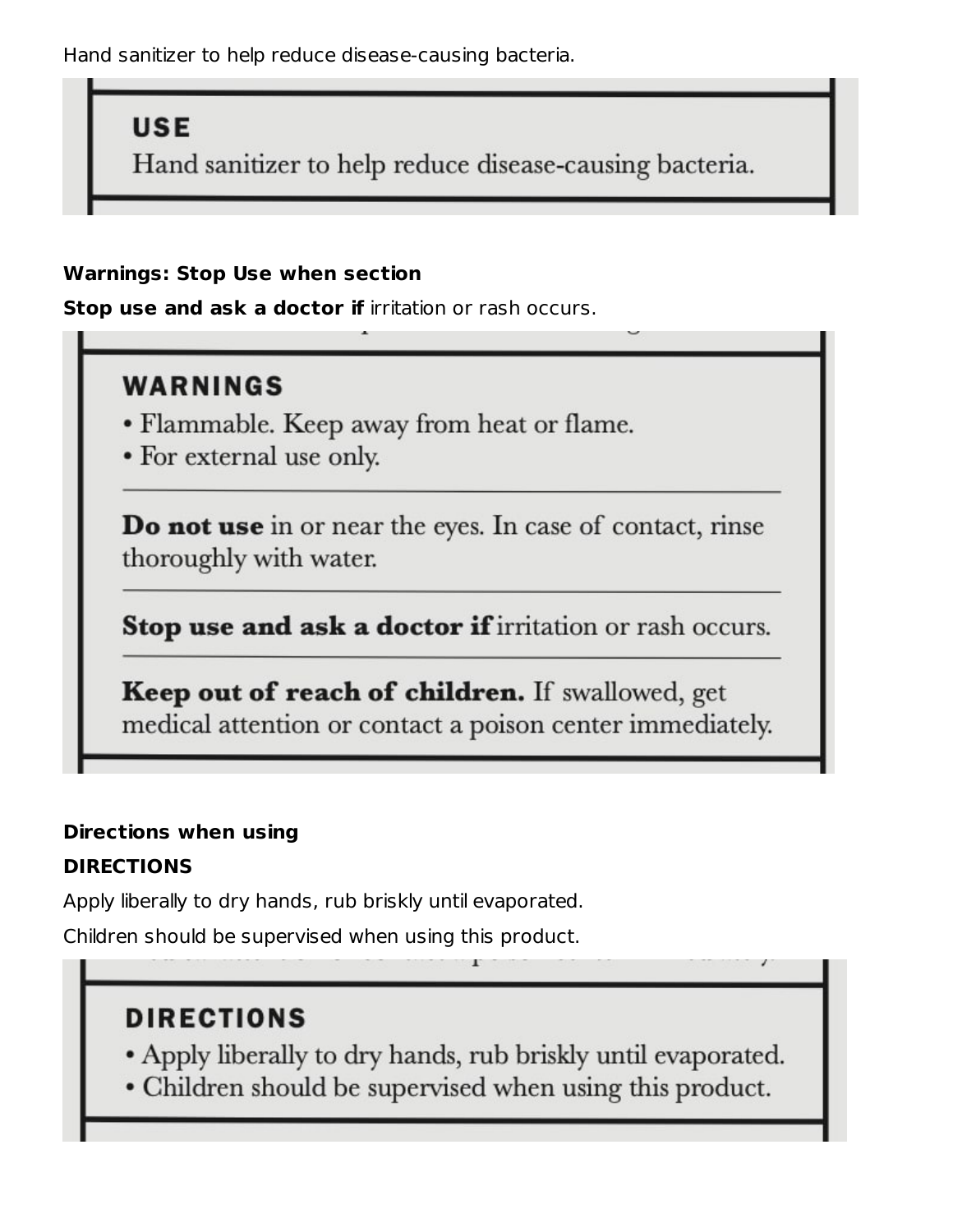Hand sanitizer to help reduce disease-causing bacteria.

**USE**

Hand sanitizer to help reduce disease-causing bacteria.

**Warnings: Stop Use when section**

**Stop use and ask a doctor if** irritation or rash occurs.

**WARNINGS**

- Flammable. Keep away from heat or flame.
- For external use only.

**Do not use** in or near the eyes. In case of contact, rinse thoroughly with water.

**Stop use and ask a doctor if** irritation or rash occurs.

**Keep out of reach of children.** If swallowed, get medical attention or contact a poison center immediately.

**Directions when using**

**DIRECTIONS**

Apply liberally to dry hands, rub briskly until evaporated.

Children should be supervised when using this product.

**DIRECTIONS**

- Apply liberally to dry hands, rub briskly until evaporated.
- Children should be supervised when using this product.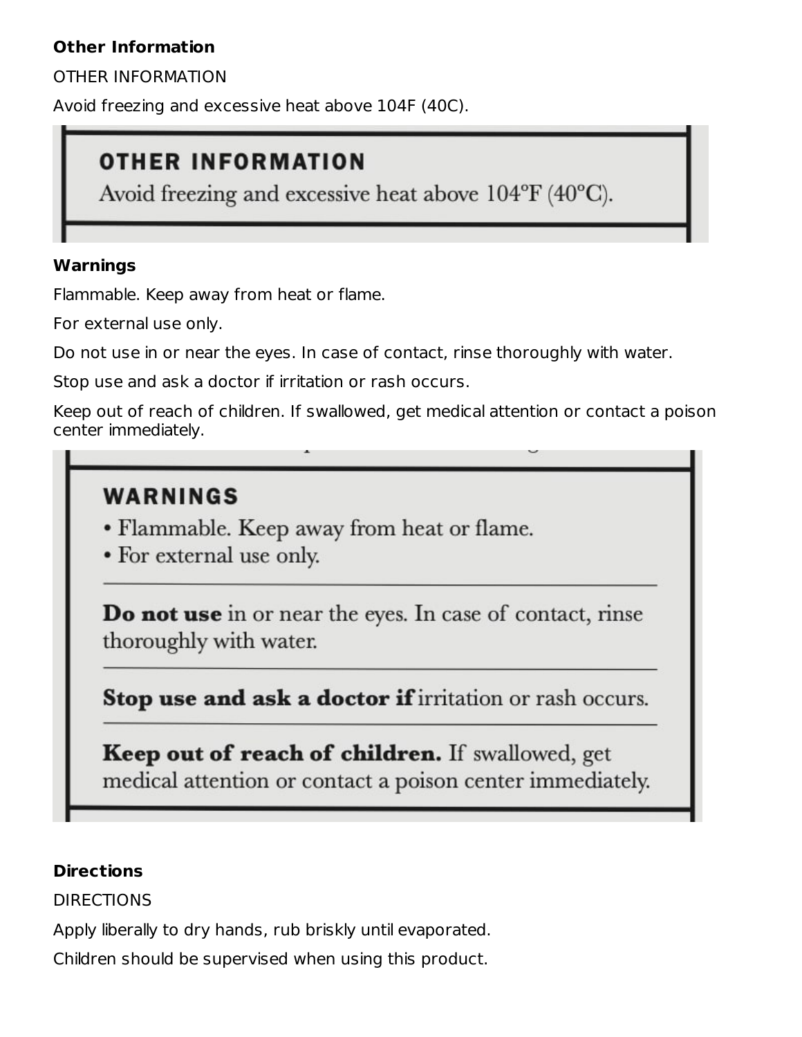## Other Information

OTHER INFORMATION

Avoid freezing and excessive heat above 104F (40C).

OTHER INFORMATION

Avoid freezing and excessive heat above 104°F (40°C).

## Warnings

Flammable. Keep away from heat or flame.

For external use only.

Do not use in or near the eyes. In case of contact, rinse thoroughly with water.

Stop use and ask a doctor if irritation or rash occurs.

Keep out of reach of children. If swallowed, get medical attention or contact a poison center immediately.

WARNINGS

- Flammable. Keep away from heat or flame.
- For external use only.

**Do not use** in or near the eyes. In case of contact, rinse thoroughly with water.

**Stop use and ask a doctor if** irritation or rash occurs.

**Keep out of reach of children.** If swallowed, get medical attention or contact a poison center immediately.

## Directions

DIRECTIONS

Apply liberally to dry hands, rub briskly until evaporated.

Children should be supervised when using this product.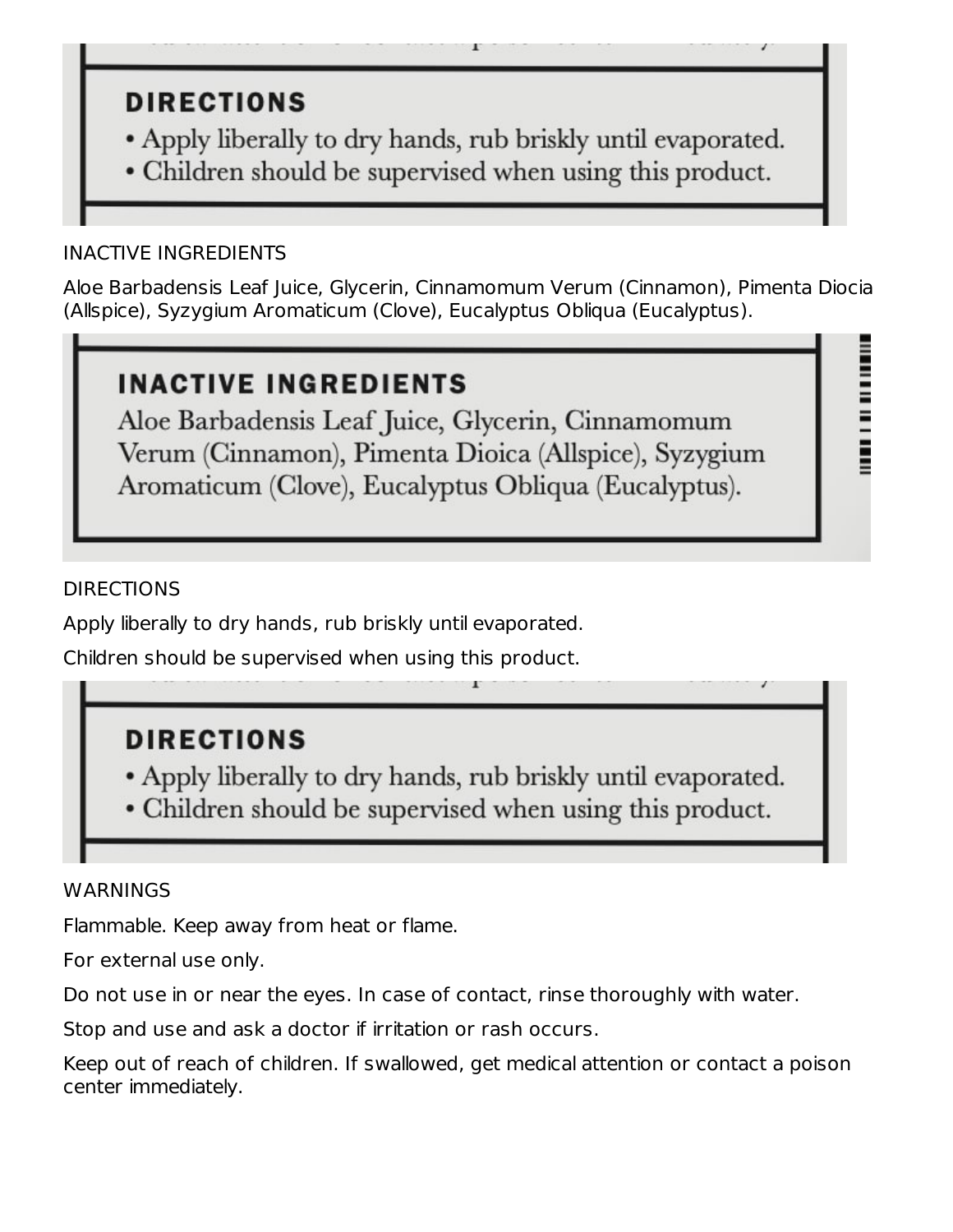DIRECTIONS

- Apply liberally to dry hands, rub briskly until evaporated.
- Children should be supervised when using this product.

INACTIVE INGREDIENTS

Aloe Barbadensis Leaf Juice, Glycerin, Cinnamomum Verum (Cinnamon), Pimenta Diocia (Allspice), Syzygium Aromaticum (Clove), Eucalyptus Obliqua (Eucalyptus).

INACTIVE INGREDIENTS

Aloe Barbadensis Leaf Juice, Glycerin, Cinnamomum Verum (Cinnamon), Pimenta Dioica (Allspice), Syzygium Aromaticum (Clove), Eucalyptus Obliqua (Eucalyptus).

DIRECTIONS

Apply liberally to dry hands, rub briskly until evaporated.

Children should be supervised when using this product.

DIRECTIONS

- Apply liberally to dry hands, rub briskly until evaporated.
- Children should be supervised when using this product.

WARNINGS

Flammable. Keep away from heat or flame.

For external use only.

Do not use in or near the eyes. In case of contact, rinse thoroughly with water.

Stop and use and ask a doctor if irritation or rash occurs.

Keep out of reach of children. If swallowed, get medical attention or contact a poison center immediately.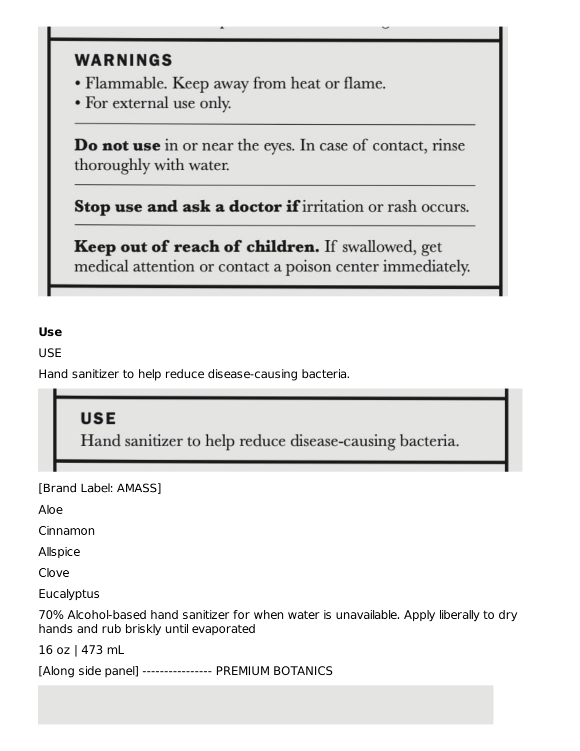## WARNINGS

- Flammable. Keep away from heat or flame.
- For external use only.

**Do not use** in or near the eyes. In case of contact, rinse thoroughly with water.

**Stop use and ask a doctor if** irritation or rash occurs.

**Keep out of reach of children.** If swallowed, get medical attention or contact a poison center immediately.

**Use**

USE

Hand sanitizer to help reduce disease-causing bacteria.

## USE

Hand sanitizer to help reduce disease-causing bacteria.

[Brand Label: AMASS]

Aloe

Cinnamon

Allspice

Clove

Eucalyptus

70% Alcohol-based hand sanitizer for when water is unavailable. Apply liberally to dry hands and rub briskly until evaporated

16 oz | 473 mL

[Along side panel] ---------------- PREMIUM BOTANICS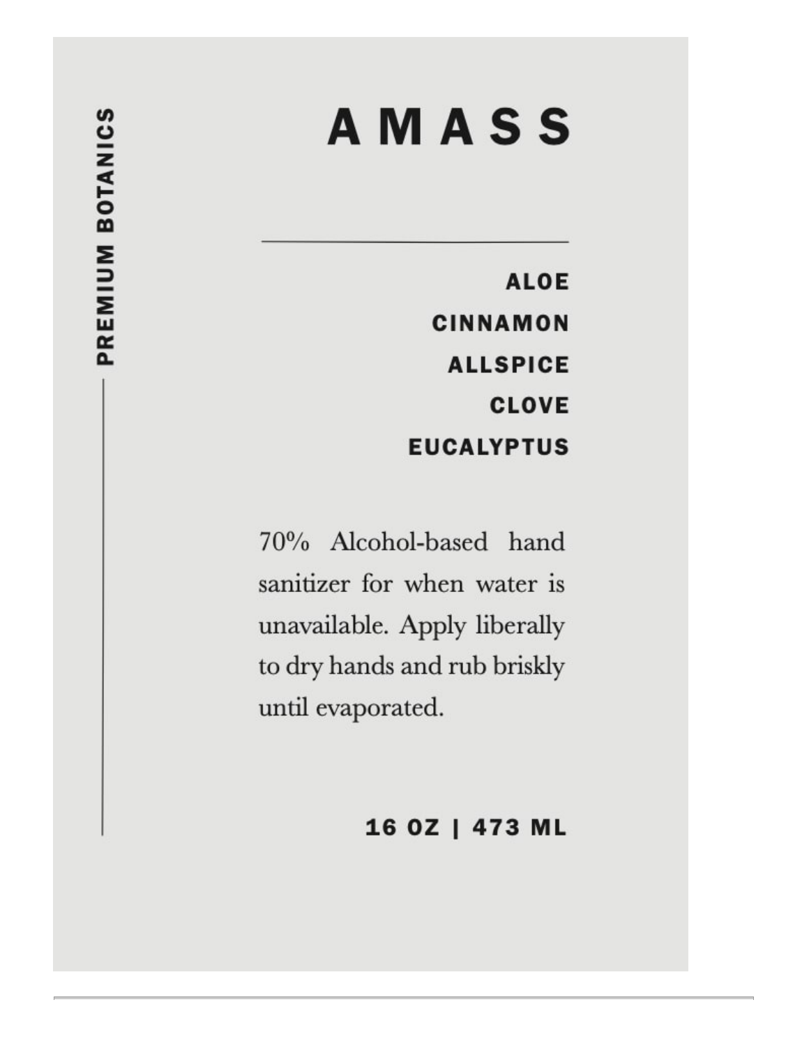PREMIUM BOTANICS

# AMASS

**ALOE**
**CINNAMON**
**ALLSPICE**
**CLOVE**
**EUCALYPTUS**

70% Alcohol-based hand sanitizer for when water is unavailable. Apply liberally to dry hands and rub briskly until evaporated.

**16 OZ | 473 ML**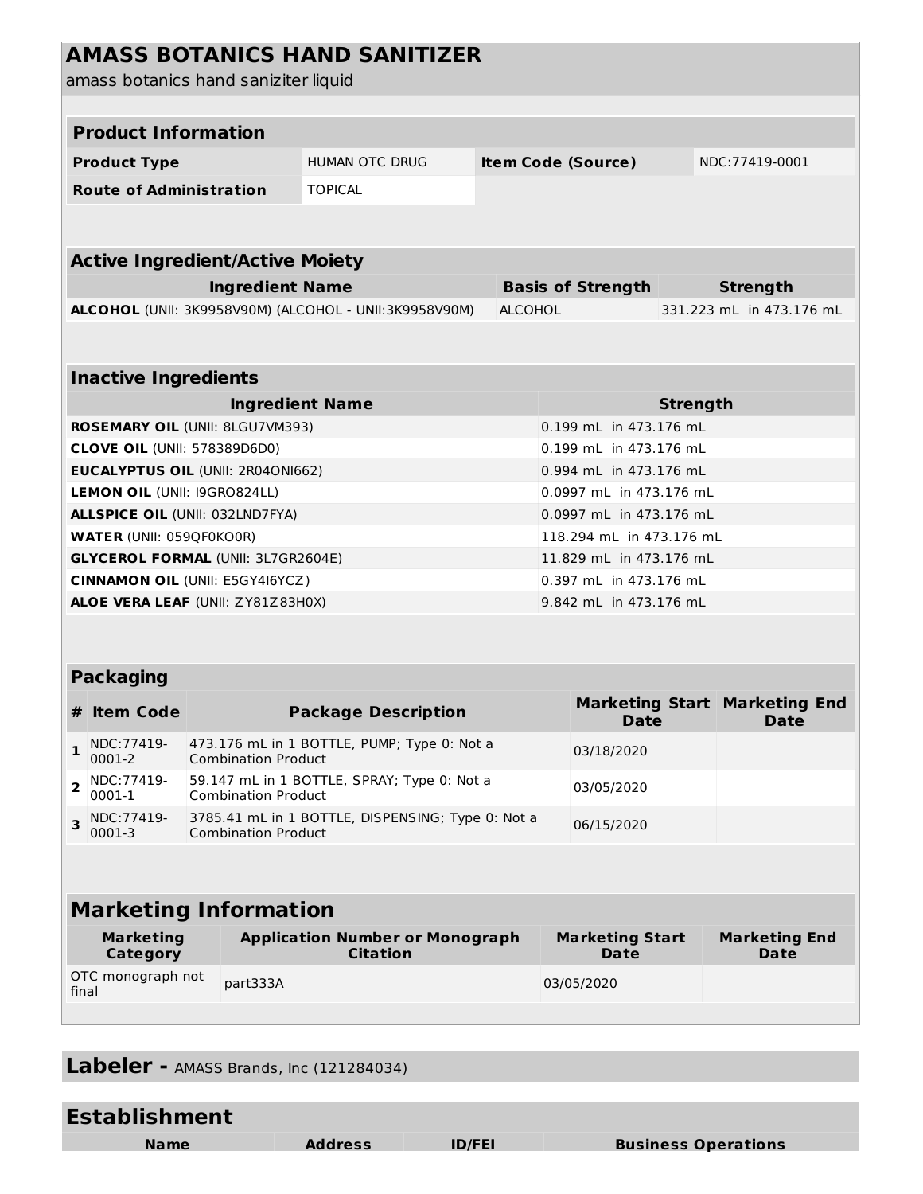# AMASS BOTANICS HAND SANITIZER

amass botanics hand saniziter liquid

| Product Information | | | |
|---|---|---|---|
| **Product Type** | HUMAN OTC DRUG | **Item Code (Source)** | NDC:77419-0001 |
| **Route of Administration** | TOPICAL | | |

| Active Ingredient/Active Moiety | | |
|---|---|---|
| **Ingredient Name** | **Basis of Strength** | **Strength** |
| **ALCOHOL** (UNII: 3K9958V90M) (ALCOHOL - UNII:3K9958V90M) | ALCOHOL | 331.223 mL in 473.176 mL |

| Inactive Ingredients | |
|---|---|
| **Ingredient Name** | **Strength** |
| **ROSEMARY OIL** (UNII: 8LGU7VM393) | 0.199 mL in 473.176 mL |
| **CLOVE OIL** (UNII: 578389D6D0) | 0.199 mL in 473.176 mL |
| **EUCALYPTUS OIL** (UNII: 2R04ONI662) | 0.994 mL in 473.176 mL |
| **LEMON OIL** (UNII: I9GRO824LL) | 0.0997 mL in 473.176 mL |
| **ALLSPICE OIL** (UNII: 032LND7FYA) | 0.0997 mL in 473.176 mL |
| **WATER** (UNII: 059QF0KO0R) | 118.294 mL in 473.176 mL |
| **GLYCEROL FORMAL** (UNII: 3L7GR2604E) | 11.829 mL in 473.176 mL |
| **CINNAMON OIL** (UNII: E5GY4I6YCZ) | 0.397 mL in 473.176 mL |
| **ALOE VERA LEAF** (UNII: ZY81Z83H0X) | 9.842 mL in 473.176 mL |

| Packaging | | | | |
|---|---|---|---|---|
| **#** | **Item Code** | **Package Description** | **Marketing Start Date** | **Marketing End Date** |
| 1 | NDC:77419-0001-2 | 473.176 mL in 1 BOTTLE, PUMP; Type 0: Not a Combination Product | 03/18/2020 | |
| 2 | NDC:77419-0001-1 | 59.147 mL in 1 BOTTLE, SPRAY; Type 0: Not a Combination Product | 03/05/2020 | |
| 3 | NDC:77419-0001-3 | 3785.41 mL in 1 BOTTLE, DISPENSING; Type 0: Not a Combination Product | 06/15/2020 | |

| Marketing Information | | | |
|---|---|---|---|
| **Marketing Category** | **Application Number or Monograph Citation** | **Marketing Start Date** | **Marketing End Date** |
| OTC monograph not final | part333A | 03/05/2020 | |

## Labeler - AMASS Brands, Inc (121284034)

| Establishment | | | |
|---|---|---|---|
| **Name** | **Address** | **ID/FEI** | **Business Operations** |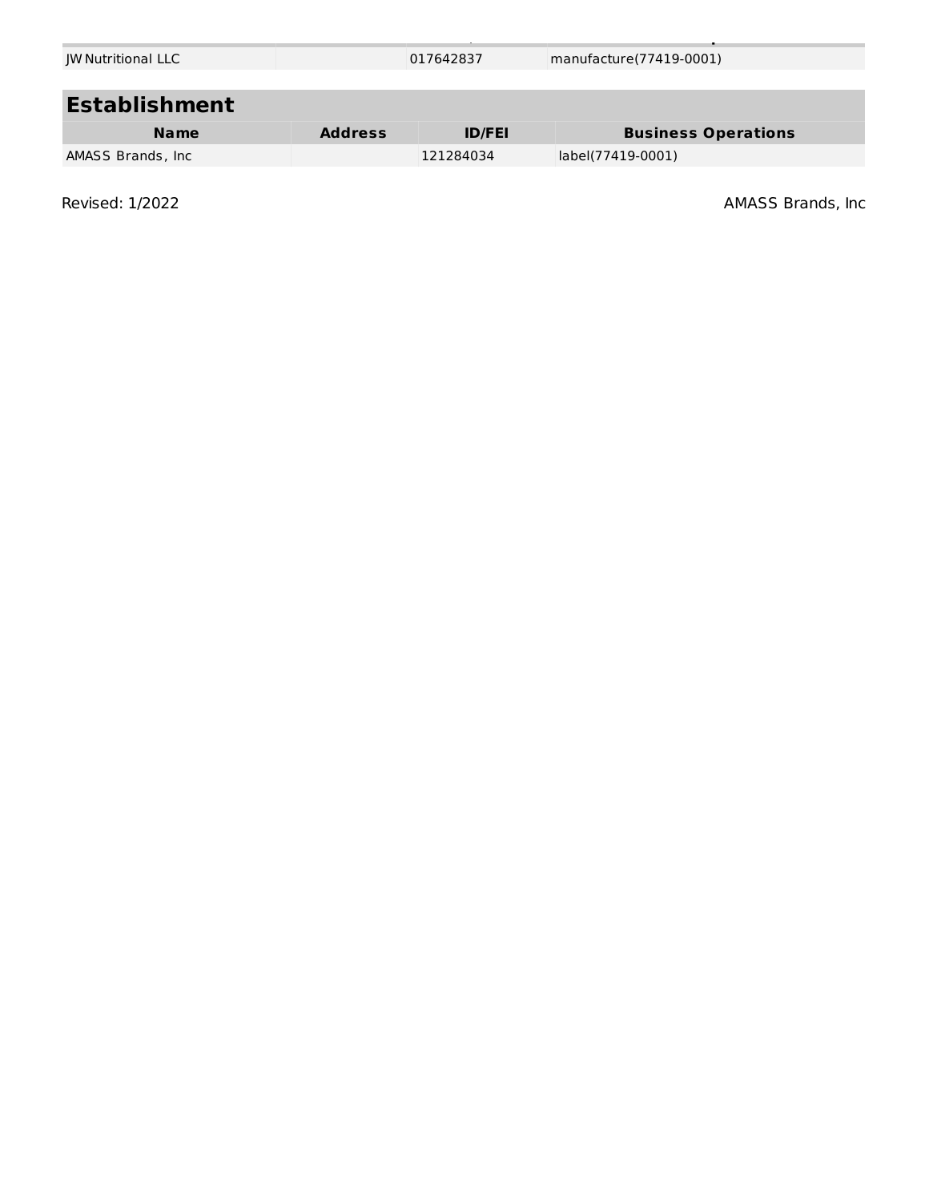| Name | Address | ID/FEI | Business Operations |
|---|---|---|---|
| JW Nutritional LLC | | 017642837 | manufacture(77419-0001) |

## Establishment

| Name | Address | ID/FEI | Business Operations |
|---|---|---|---|
| AMASS Brands, Inc | | 121284034 | label(77419-0001) |

Revised: 1/2022

AMASS Brands, Inc